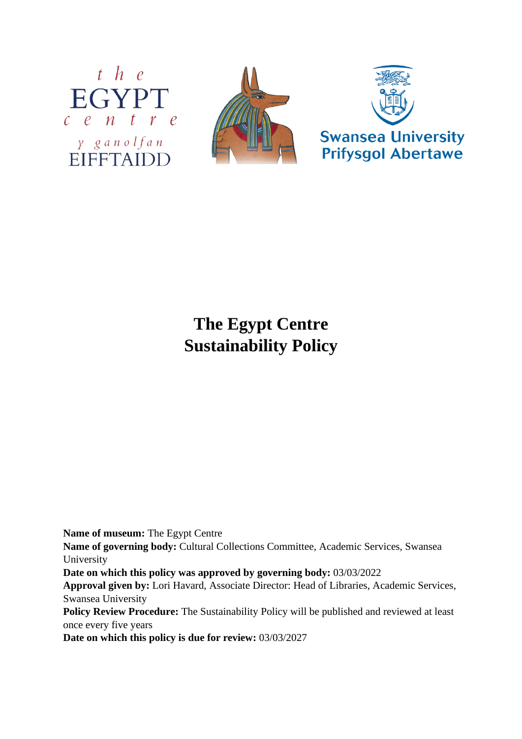# The Egypt Centre
# Sustainability Policy

**Name of museum:** The Egypt Centre
**Name of governing body:** Cultural Collections Committee, Academic Services, Swansea University
**Date on which this policy was approved by governing body:** 03/03/2022
**Approval given by:** Lori Havard, Associate Director: Head of Libraries, Academic Services, Swansea University
**Policy Review Procedure:** The Sustainability Policy will be published and reviewed at least once every five years
**Date on which this policy is due for review:** 03/03/2027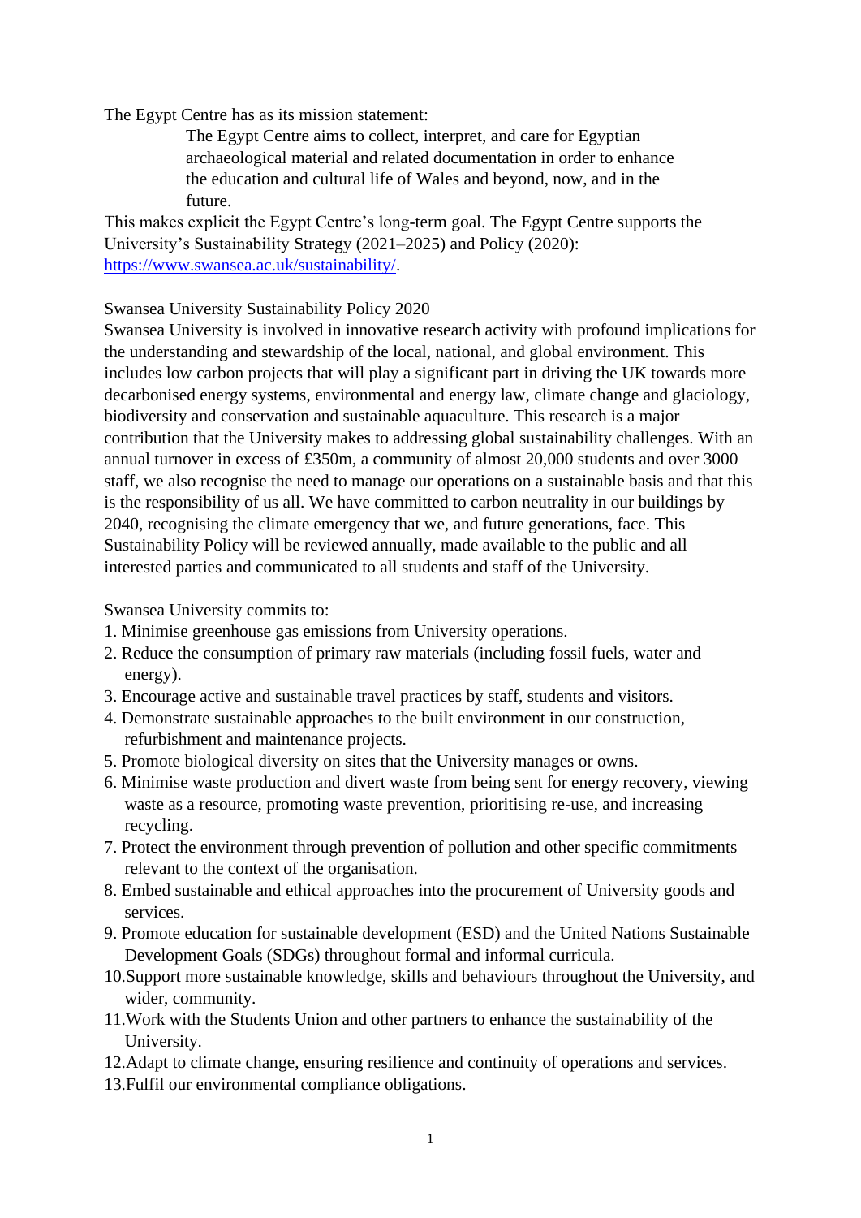The Egypt Centre has as its mission statement:

> The Egypt Centre aims to collect, interpret, and care for Egyptian archaeological material and related documentation in order to enhance the education and cultural life of Wales and beyond, now, and in the future.

This makes explicit the Egypt Centre's long-term goal. The Egypt Centre supports the University's Sustainability Strategy (2021–2025) and Policy (2020): [https://www.swansea.ac.uk/sustainability/](https://www.swansea.ac.uk/sustainability/).

Swansea University Sustainability Policy 2020

Swansea University is involved in innovative research activity with profound implications for the understanding and stewardship of the local, national, and global environment. This includes low carbon projects that will play a significant part in driving the UK towards more decarbonised energy systems, environmental and energy law, climate change and glaciology, biodiversity and conservation and sustainable aquaculture. This research is a major contribution that the University makes to addressing global sustainability challenges. With an annual turnover in excess of £350m, a community of almost 20,000 students and over 3000 staff, we also recognise the need to manage our operations on a sustainable basis and that this is the responsibility of us all. We have committed to carbon neutrality in our buildings by 2040, recognising the climate emergency that we, and future generations, face. This Sustainability Policy will be reviewed annually, made available to the public and all interested parties and communicated to all students and staff of the University.

Swansea University commits to:

1. Minimise greenhouse gas emissions from University operations.
2. Reduce the consumption of primary raw materials (including fossil fuels, water and energy).
3. Encourage active and sustainable travel practices by staff, students and visitors.
4. Demonstrate sustainable approaches to the built environment in our construction, refurbishment and maintenance projects.
5. Promote biological diversity on sites that the University manages or owns.
6. Minimise waste production and divert waste from being sent for energy recovery, viewing waste as a resource, promoting waste prevention, prioritising re-use, and increasing recycling.
7. Protect the environment through prevention of pollution and other specific commitments relevant to the context of the organisation.
8. Embed sustainable and ethical approaches into the procurement of University goods and services.
9. Promote education for sustainable development (ESD) and the United Nations Sustainable Development Goals (SDGs) throughout formal and informal curricula.
10. Support more sustainable knowledge, skills and behaviours throughout the University, and wider, community.
11. Work with the Students Union and other partners to enhance the sustainability of the University.
12. Adapt to climate change, ensuring resilience and continuity of operations and services.
13. Fulfil our environmental compliance obligations.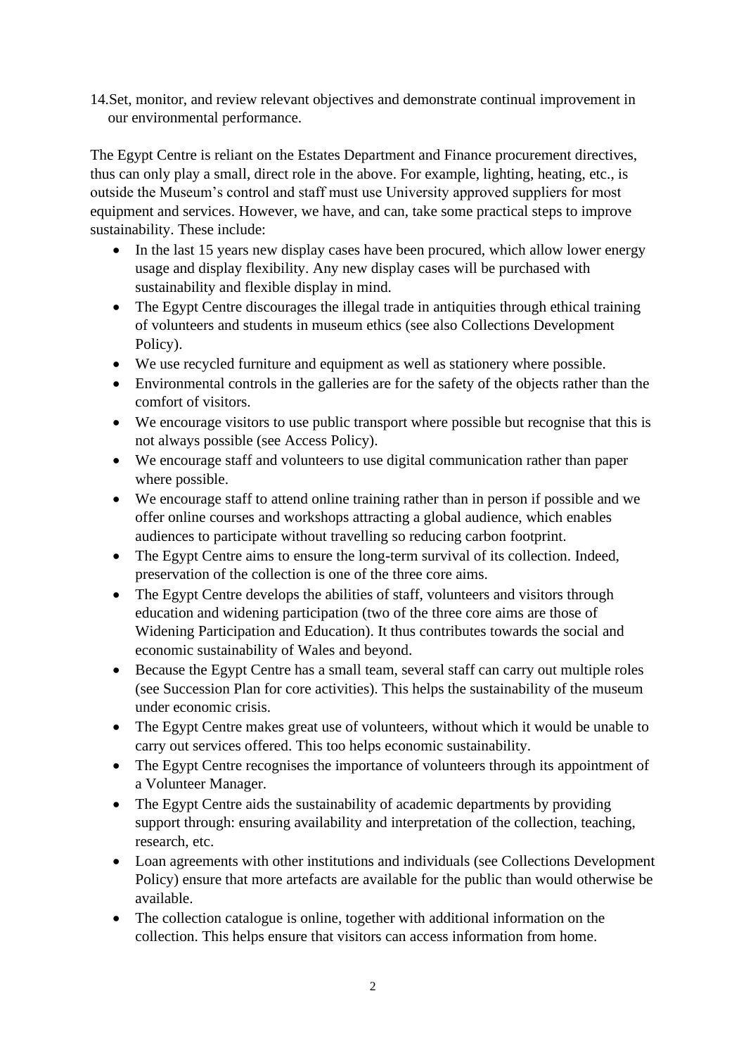14. Set, monitor, and review relevant objectives and demonstrate continual improvement in our environmental performance.

The Egypt Centre is reliant on the Estates Department and Finance procurement directives, thus can only play a small, direct role in the above. For example, lighting, heating, etc., is outside the Museum's control and staff must use University approved suppliers for most equipment and services. However, we have, and can, take some practical steps to improve sustainability. These include:

- In the last 15 years new display cases have been procured, which allow lower energy usage and display flexibility. Any new display cases will be purchased with sustainability and flexible display in mind.
- The Egypt Centre discourages the illegal trade in antiquities through ethical training of volunteers and students in museum ethics (see also Collections Development Policy).
- We use recycled furniture and equipment as well as stationery where possible.
- Environmental controls in the galleries are for the safety of the objects rather than the comfort of visitors.
- We encourage visitors to use public transport where possible but recognise that this is not always possible (see Access Policy).
- We encourage staff and volunteers to use digital communication rather than paper where possible.
- We encourage staff to attend online training rather than in person if possible and we offer online courses and workshops attracting a global audience, which enables audiences to participate without travelling so reducing carbon footprint.
- The Egypt Centre aims to ensure the long-term survival of its collection. Indeed, preservation of the collection is one of the three core aims.
- The Egypt Centre develops the abilities of staff, volunteers and visitors through education and widening participation (two of the three core aims are those of Widening Participation and Education). It thus contributes towards the social and economic sustainability of Wales and beyond.
- Because the Egypt Centre has a small team, several staff can carry out multiple roles (see Succession Plan for core activities). This helps the sustainability of the museum under economic crisis.
- The Egypt Centre makes great use of volunteers, without which it would be unable to carry out services offered. This too helps economic sustainability.
- The Egypt Centre recognises the importance of volunteers through its appointment of a Volunteer Manager.
- The Egypt Centre aids the sustainability of academic departments by providing support through: ensuring availability and interpretation of the collection, teaching, research, etc.
- Loan agreements with other institutions and individuals (see Collections Development Policy) ensure that more artefacts are available for the public than would otherwise be available.
- The collection catalogue is online, together with additional information on the collection. This helps ensure that visitors can access information from home.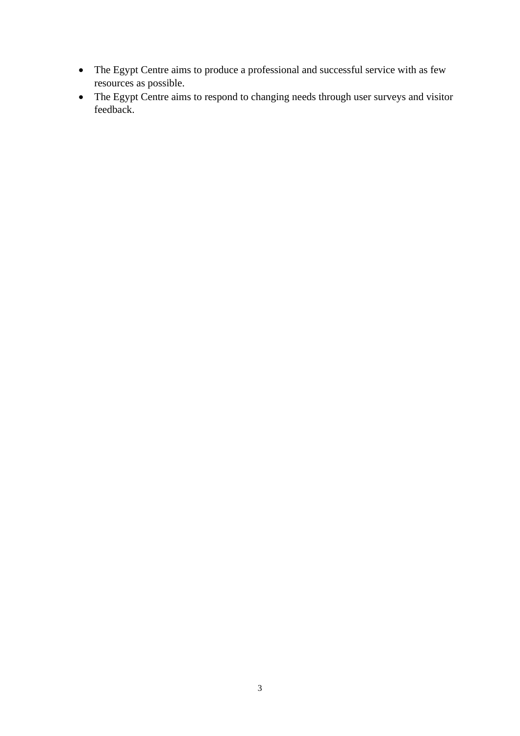- The Egypt Centre aims to produce a professional and successful service with as few resources as possible.
- The Egypt Centre aims to respond to changing needs through user surveys and visitor feedback.